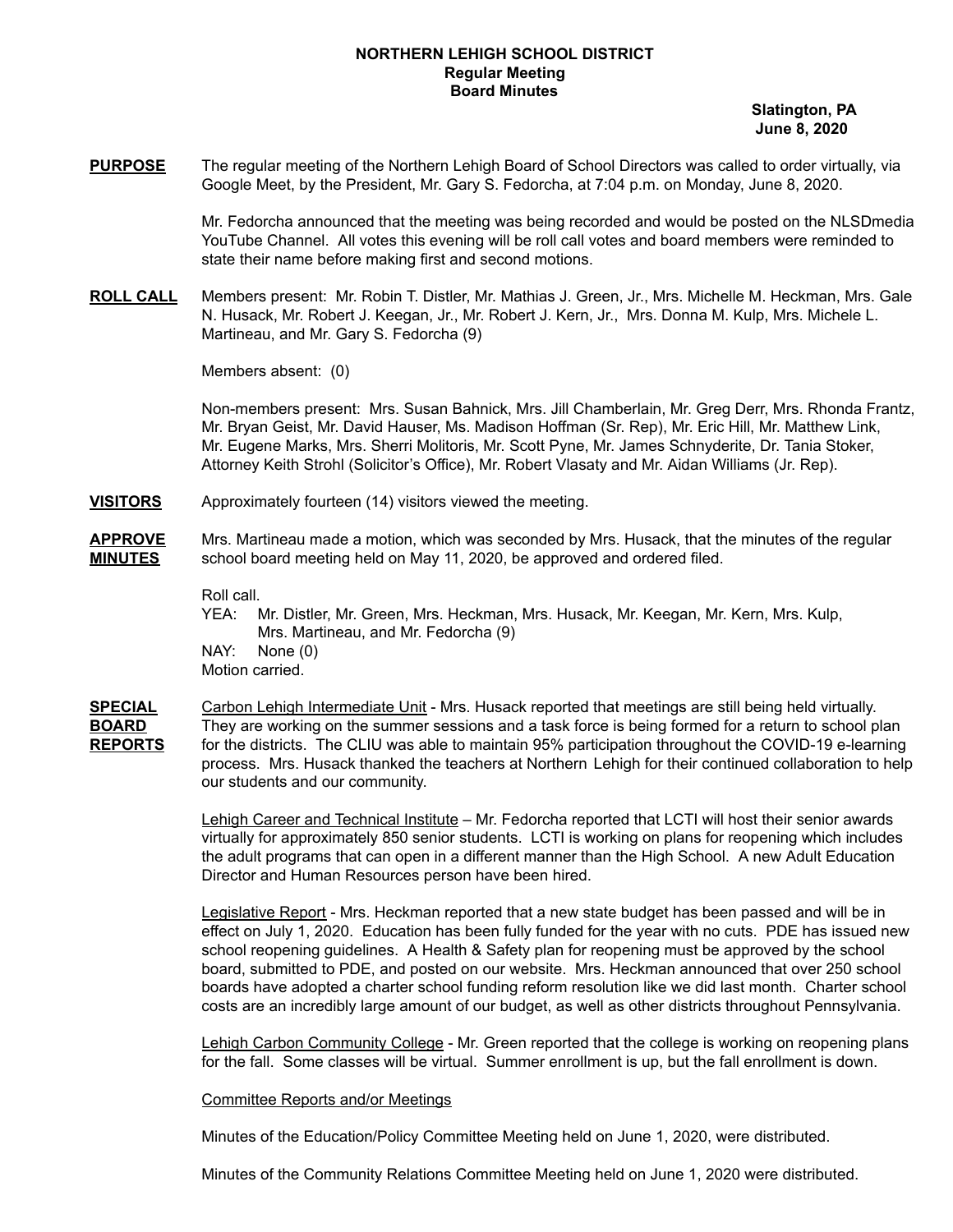**NORTHERN LEHIGH SCHOOL DISTRICT**
**Regular Meeting**
**Board Minutes**

**Slatington, PA**
**June 8, 2020**

**PURPOSE** The regular meeting of the Northern Lehigh Board of School Directors was called to order virtually, via Google Meet, by the President, Mr. Gary S. Fedorcha, at 7:04 p.m. on Monday, June 8, 2020.

Mr. Fedorcha announced that the meeting was being recorded and would be posted on the NLSDmedia YouTube Channel. All votes this evening will be roll call votes and board members were reminded to state their name before making first and second motions.

**ROLL CALL** Members present: Mr. Robin T. Distler, Mr. Mathias J. Green, Jr., Mrs. Michelle M. Heckman, Mrs. Gale N. Husack, Mr. Robert J. Keegan, Jr., Mr. Robert J. Kern, Jr., Mrs. Donna M. Kulp, Mrs. Michele L. Martineau, and Mr. Gary S. Fedorcha (9)

Members absent: (0)

Non-members present: Mrs. Susan Bahnick, Mrs. Jill Chamberlain, Mr. Greg Derr, Mrs. Rhonda Frantz, Mr. Bryan Geist, Mr. David Hauser, Ms. Madison Hoffman (Sr. Rep), Mr. Eric Hill, Mr. Matthew Link, Mr. Eugene Marks, Mrs. Sherri Molitoris, Mr. Scott Pyne, Mr. James Schnyderite, Dr. Tania Stoker, Attorney Keith Strohl (Solicitor's Office), Mr. Robert Vlasaty and Mr. Aidan Williams (Jr. Rep).

**VISITORS** Approximately fourteen (14) visitors viewed the meeting.

**APPROVE MINUTES** Mrs. Martineau made a motion, which was seconded by Mrs. Husack, that the minutes of the regular school board meeting held on May 11, 2020, be approved and ordered filed.

Roll call.
YEA: Mr. Distler, Mr. Green, Mrs. Heckman, Mrs. Husack, Mr. Keegan, Mr. Kern, Mrs. Kulp, Mrs. Martineau, and Mr. Fedorcha (9)
NAY: None (0)
Motion carried.

**SPECIAL BOARD REPORTS** Carbon Lehigh Intermediate Unit - Mrs. Husack reported that meetings are still being held virtually. They are working on the summer sessions and a task force is being formed for a return to school plan for the districts. The CLIU was able to maintain 95% participation throughout the COVID-19 e-learning process. Mrs. Husack thanked the teachers at Northern Lehigh for their continued collaboration to help our students and our community.

Lehigh Career and Technical Institute – Mr. Fedorcha reported that LCTI will host their senior awards virtually for approximately 850 senior students. LCTI is working on plans for reopening which includes the adult programs that can open in a different manner than the High School. A new Adult Education Director and Human Resources person have been hired.

Legislative Report - Mrs. Heckman reported that a new state budget has been passed and will be in effect on July 1, 2020. Education has been fully funded for the year with no cuts. PDE has issued new school reopening guidelines. A Health & Safety plan for reopening must be approved by the school board, submitted to PDE, and posted on our website. Mrs. Heckman announced that over 250 school boards have adopted a charter school funding reform resolution like we did last month. Charter school costs are an incredibly large amount of our budget, as well as other districts throughout Pennsylvania.

Lehigh Carbon Community College - Mr. Green reported that the college is working on reopening plans for the fall. Some classes will be virtual. Summer enrollment is up, but the fall enrollment is down.

Committee Reports and/or Meetings

Minutes of the Education/Policy Committee Meeting held on June 1, 2020, were distributed.

Minutes of the Community Relations Committee Meeting held on June 1, 2020 were distributed.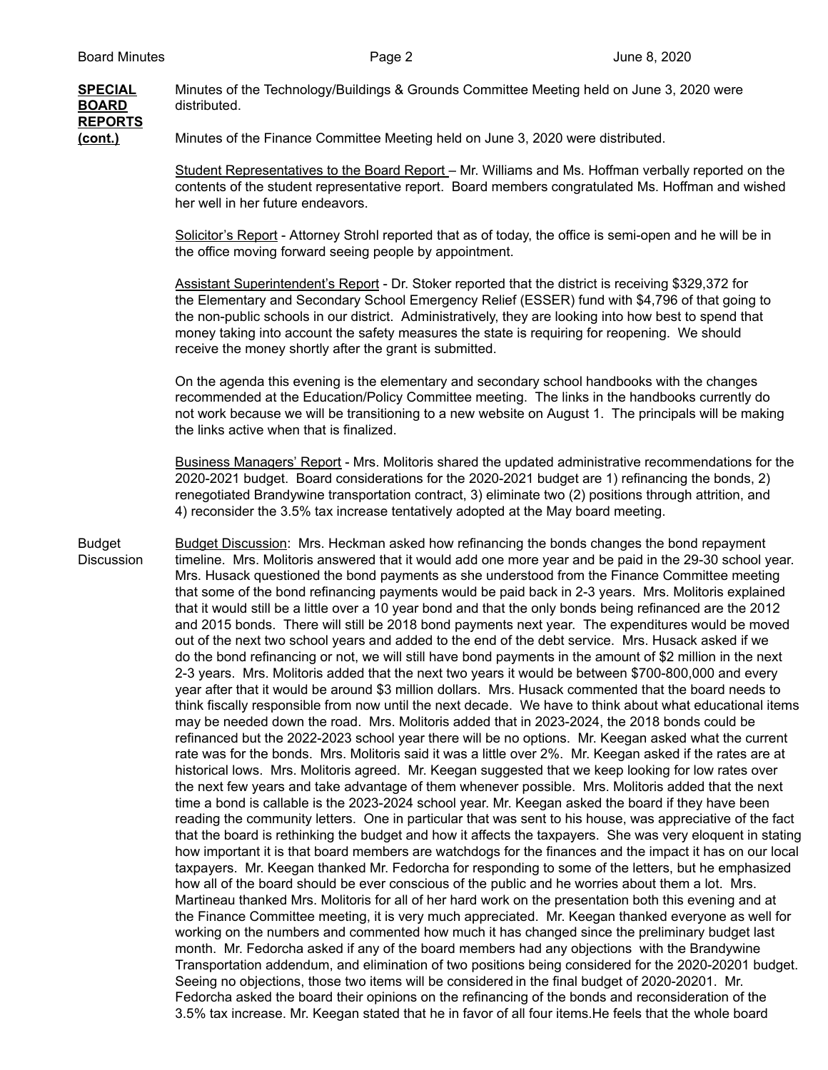**SPECIAL BOARD REPORTS (cont.)**

Minutes of the Technology/Buildings & Grounds Committee Meeting held on June 3, 2020 were distributed.

Minutes of the Finance Committee Meeting held on June 3, 2020 were distributed.

Student Representatives to the Board Report – Mr. Williams and Ms. Hoffman verbally reported on the contents of the student representative report. Board members congratulated Ms. Hoffman and wished her well in her future endeavors.

Solicitor's Report - Attorney Strohl reported that as of today, the office is semi-open and he will be in the office moving forward seeing people by appointment.

Assistant Superintendent's Report - Dr. Stoker reported that the district is receiving $329,372 for the Elementary and Secondary School Emergency Relief (ESSER) fund with $4,796 of that going to the non-public schools in our district. Administratively, they are looking into how best to spend that money taking into account the safety measures the state is requiring for reopening. We should receive the money shortly after the grant is submitted.

On the agenda this evening is the elementary and secondary school handbooks with the changes recommended at the Education/Policy Committee meeting. The links in the handbooks currently do not work because we will be transitioning to a new website on August 1. The principals will be making the links active when that is finalized.

Business Managers' Report - Mrs. Molitoris shared the updated administrative recommendations for the 2020-2021 budget. Board considerations for the 2020-2021 budget are 1) refinancing the bonds, 2) renegotiated Brandywine transportation contract, 3) eliminate two (2) positions through attrition, and 4) reconsider the 3.5% tax increase tentatively adopted at the May board meeting.

**Budget Discussion**

Budget Discussion: Mrs. Heckman asked how refinancing the bonds changes the bond repayment timeline. Mrs. Molitoris answered that it would add one more year and be paid in the 29-30 school year. Mrs. Husack questioned the bond payments as she understood from the Finance Committee meeting that some of the bond refinancing payments would be paid back in 2-3 years. Mrs. Molitoris explained that it would still be a little over a 10 year bond and that the only bonds being refinanced are the 2012 and 2015 bonds. There will still be 2018 bond payments next year. The expenditures would be moved out of the next two school years and added to the end of the debt service. Mrs. Husack asked if we do the bond refinancing or not, we will still have bond payments in the amount of $2 million in the next 2-3 years. Mrs. Molitoris added that the next two years it would be between $700-800,000 and every year after that it would be around $3 million dollars. Mrs. Husack commented that the board needs to think fiscally responsible from now until the next decade. We have to think about what educational items may be needed down the road. Mrs. Molitoris added that in 2023-2024, the 2018 bonds could be refinanced but the 2022-2023 school year there will be no options. Mr. Keegan asked what the current rate was for the bonds. Mrs. Molitoris said it was a little over 2%. Mr. Keegan asked if the rates are at historical lows. Mrs. Molitoris agreed. Mr. Keegan suggested that we keep looking for low rates over the next few years and take advantage of them whenever possible. Mrs. Molitoris added that the next time a bond is callable is the 2023-2024 school year. Mr. Keegan asked the board if they have been reading the community letters. One in particular that was sent to his house, was appreciative of the fact that the board is rethinking the budget and how it affects the taxpayers. She was very eloquent in stating how important it is that board members are watchdogs for the finances and the impact it has on our local taxpayers. Mr. Keegan thanked Mr. Fedorcha for responding to some of the letters, but he emphasized how all of the board should be ever conscious of the public and he worries about them a lot. Mrs. Martineau thanked Mrs. Molitoris for all of her hard work on the presentation both this evening and at the Finance Committee meeting, it is very much appreciated. Mr. Keegan thanked everyone as well for working on the numbers and commented how much it has changed since the preliminary budget last month. Mr. Fedorcha asked if any of the board members had any objections with the Brandywine Transportation addendum, and elimination of two positions being considered for the 2020-20201 budget. Seeing no objections, those two items will be considered in the final budget of 2020-20201. Mr. Fedorcha asked the board their opinions on the refinancing of the bonds and reconsideration of the 3.5% tax increase. Mr. Keegan stated that he in favor of all four items.He feels that the whole board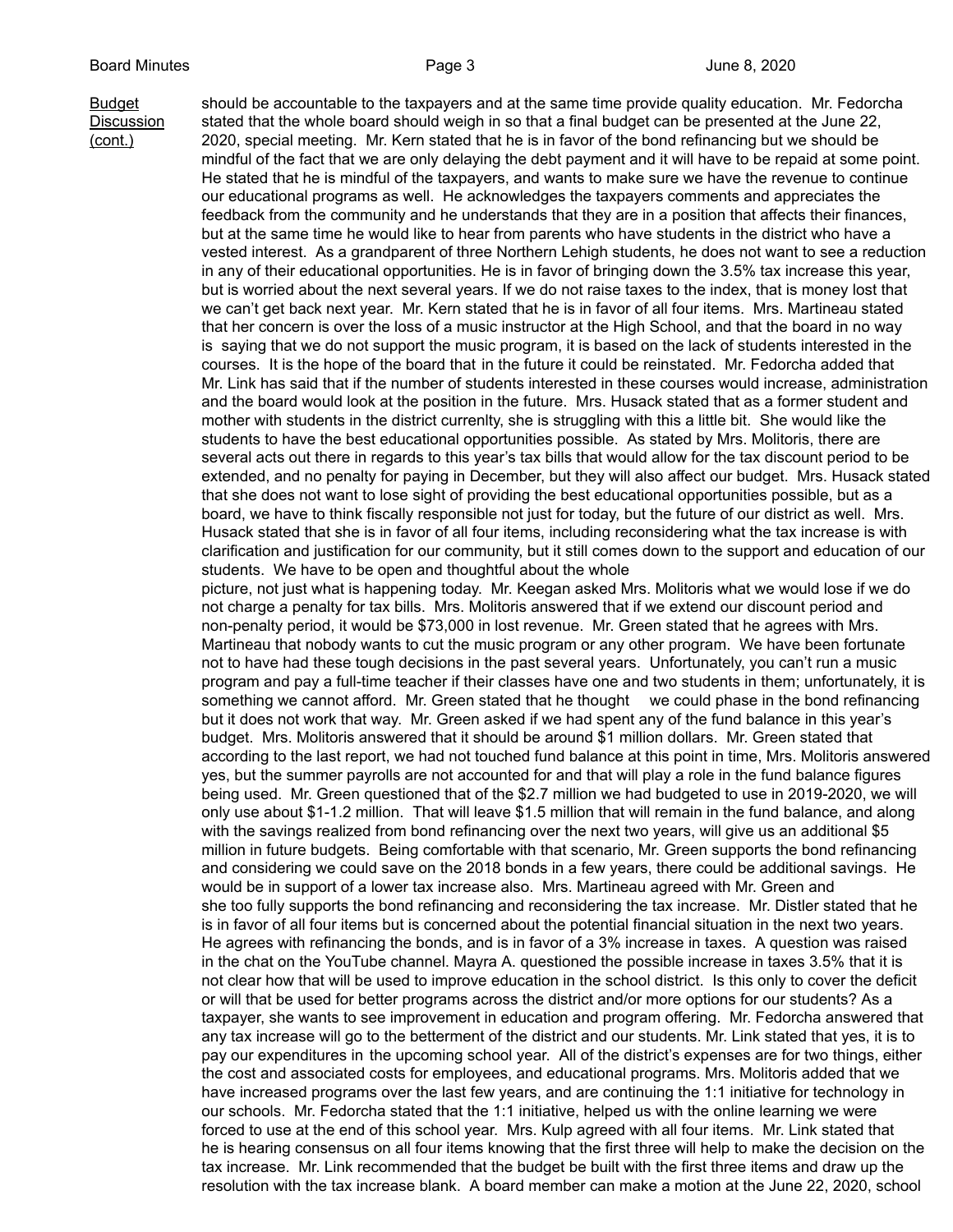<u>Budget Discussion (cont.)</u>

should be accountable to the taxpayers and at the same time provide quality education. Mr. Fedorcha stated that the whole board should weigh in so that a final budget can be presented at the June 22, 2020, special meeting. Mr. Kern stated that he is in favor of the bond refinancing but we should be mindful of the fact that we are only delaying the debt payment and it will have to be repaid at some point. He stated that he is mindful of the taxpayers, and wants to make sure we have the revenue to continue our educational programs as well. He acknowledges the taxpayers comments and appreciates the feedback from the community and he understands that they are in a position that affects their finances, but at the same time he would like to hear from parents who have students in the district who have a vested interest. As a grandparent of three Northern Lehigh students, he does not want to see a reduction in any of their educational opportunities. He is in favor of bringing down the 3.5% tax increase this year, but is worried about the next several years. If we do not raise taxes to the index, that is money lost that we can't get back next year. Mr. Kern stated that he is in favor of all four items. Mrs. Martineau stated that her concern is over the loss of a music instructor at the High School, and that the board in no way is saying that we do not support the music program, it is based on the lack of students interested in the courses. It is the hope of the board that in the future it could be reinstated. Mr. Fedorcha added that Mr. Link has said that if the number of students interested in these courses would increase, administration and the board would look at the position in the future. Mrs. Husack stated that as a former student and mother with students in the district currenlty, she is struggling with this a little bit. She would like the students to have the best educational opportunities possible. As stated by Mrs. Molitoris, there are several acts out there in regards to this year's tax bills that would allow for the tax discount period to be extended, and no penalty for paying in December, but they will also affect our budget. Mrs. Husack stated that she does not want to lose sight of providing the best educational opportunities possible, but as a board, we have to think fiscally responsible not just for today, but the future of our district as well. Mrs. Husack stated that she is in favor of all four items, including reconsidering what the tax increase is with clarification and justification for our community, but it still comes down to the support and education of our students. We have to be open and thoughtful about the whole picture, not just what is happening today. Mr. Keegan asked Mrs. Molitoris what we would lose if we do not charge a penalty for tax bills. Mrs. Molitoris answered that if we extend our discount period and non-penalty period, it would be $73,000 in lost revenue. Mr. Green stated that he agrees with Mrs. Martineau that nobody wants to cut the music program or any other program. We have been fortunate not to have had these tough decisions in the past several years. Unfortunately, you can't run a music program and pay a full-time teacher if their classes have one and two students in them; unfortunately, it is something we cannot afford. Mr. Green stated that he thought we could phase in the bond refinancing but it does not work that way. Mr. Green asked if we had spent any of the fund balance in this year's budget. Mrs. Molitoris answered that it should be around $1 million dollars. Mr. Green stated that according to the last report, we had not touched fund balance at this point in time, Mrs. Molitoris answered yes, but the summer payrolls are not accounted for and that will play a role in the fund balance figures being used. Mr. Green questioned that of the $2.7 million we had budgeted to use in 2019-2020, we will only use about $1-1.2 million. That will leave $1.5 million that will remain in the fund balance, and along with the savings realized from bond refinancing over the next two years, will give us an additional $5 million in future budgets. Being comfortable with that scenario, Mr. Green supports the bond refinancing and considering we could save on the 2018 bonds in a few years, there could be additional savings. He would be in support of a lower tax increase also. Mrs. Martineau agreed with Mr. Green and she too fully supports the bond refinancing and reconsidering the tax increase. Mr. Distler stated that he is in favor of all four items but is concerned about the potential financial situation in the next two years. He agrees with refinancing the bonds, and is in favor of a 3% increase in taxes. A question was raised in the chat on the YouTube channel. Mayra A. questioned the possible increase in taxes 3.5% that it is not clear how that will be used to improve education in the school district. Is this only to cover the deficit or will that be used for better programs across the district and/or more options for our students? As a taxpayer, she wants to see improvement in education and program offering. Mr. Fedorcha answered that any tax increase will go to the betterment of the district and our students. Mr. Link stated that yes, it is to pay our expenditures in the upcoming school year. All of the district's expenses are for two things, either the cost and associated costs for employees, and educational programs. Mrs. Molitoris added that we have increased programs over the last few years, and are continuing the 1:1 initiative for technology in our schools. Mr. Fedorcha stated that the 1:1 initiative, helped us with the online learning we were forced to use at the end of this school year. Mrs. Kulp agreed with all four items. Mr. Link stated that he is hearing consensus on all four items knowing that the first three will help to make the decision on the tax increase. Mr. Link recommended that the budget be built with the first three items and draw up the resolution with the tax increase blank. A board member can make a motion at the June 22, 2020, school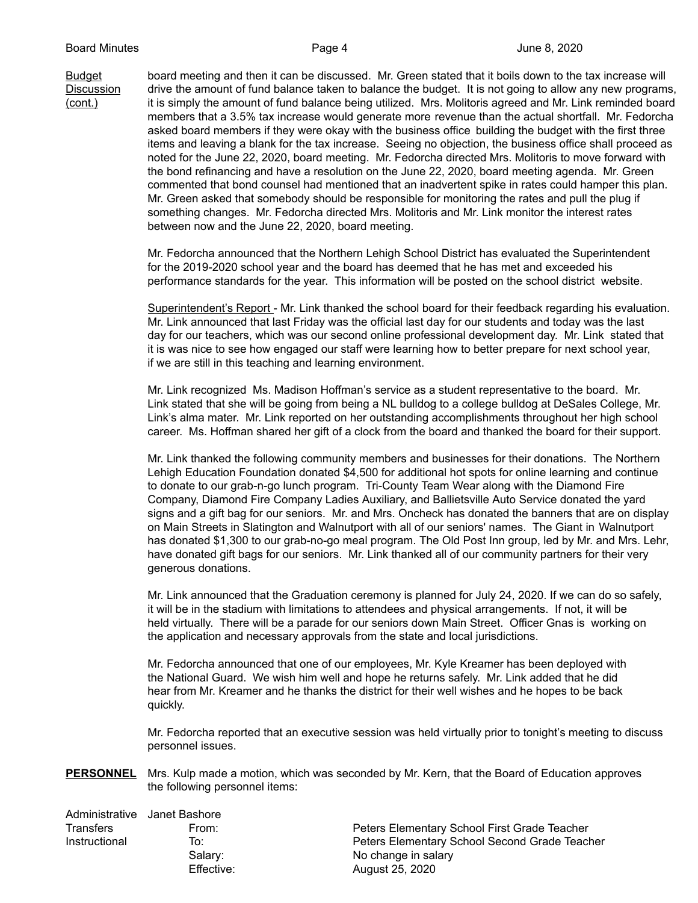Budget Discussion (cont.)

board meeting and then it can be discussed. Mr. Green stated that it boils down to the tax increase will drive the amount of fund balance taken to balance the budget. It is not going to allow any new programs, it is simply the amount of fund balance being utilized. Mrs. Molitoris agreed and Mr. Link reminded board members that a 3.5% tax increase would generate more revenue than the actual shortfall. Mr. Fedorcha asked board members if they were okay with the business office building the budget with the first three items and leaving a blank for the tax increase. Seeing no objection, the business office shall proceed as noted for the June 22, 2020, board meeting. Mr. Fedorcha directed Mrs. Molitoris to move forward with the bond refinancing and have a resolution on the June 22, 2020, board meeting agenda. Mr. Green commented that bond counsel had mentioned that an inadvertent spike in rates could hamper this plan. Mr. Green asked that somebody should be responsible for monitoring the rates and pull the plug if something changes. Mr. Fedorcha directed Mrs. Molitoris and Mr. Link monitor the interest rates between now and the June 22, 2020, board meeting.

Mr. Fedorcha announced that the Northern Lehigh School District has evaluated the Superintendent for the 2019-2020 school year and the board has deemed that he has met and exceeded his performance standards for the year. This information will be posted on the school district website.

Superintendent's Report - Mr. Link thanked the school board for their feedback regarding his evaluation. Mr. Link announced that last Friday was the official last day for our students and today was the last day for our teachers, which was our second online professional development day. Mr. Link stated that it is was nice to see how engaged our staff were learning how to better prepare for next school year, if we are still in this teaching and learning environment.

Mr. Link recognized Ms. Madison Hoffman's service as a student representative to the board. Mr. Link stated that she will be going from being a NL bulldog to a college bulldog at DeSales College, Mr. Link's alma mater. Mr. Link reported on her outstanding accomplishments throughout her high school career. Ms. Hoffman shared her gift of a clock from the board and thanked the board for their support.

Mr. Link thanked the following community members and businesses for their donations. The Northern Lehigh Education Foundation donated $4,500 for additional hot spots for online learning and continue to donate to our grab-n-go lunch program. Tri-County Team Wear along with the Diamond Fire Company, Diamond Fire Company Ladies Auxiliary, and Ballietsville Auto Service donated the yard signs and a gift bag for our seniors. Mr. and Mrs. Oncheck has donated the banners that are on display on Main Streets in Slatington and Walnutport with all of our seniors' names. The Giant in Walnutport has donated $1,300 to our grab-no-go meal program. The Old Post Inn group, led by Mr. and Mrs. Lehr, have donated gift bags for our seniors. Mr. Link thanked all of our community partners for their very generous donations.

Mr. Link announced that the Graduation ceremony is planned for July 24, 2020. If we can do so safely, it will be in the stadium with limitations to attendees and physical arrangements. If not, it will be held virtually. There will be a parade for our seniors down Main Street. Officer Gnas is working on the application and necessary approvals from the state and local jurisdictions.

Mr. Fedorcha announced that one of our employees, Mr. Kyle Kreamer has been deployed with the National Guard. We wish him well and hope he returns safely. Mr. Link added that he did hear from Mr. Kreamer and he thanks the district for their well wishes and he hopes to be back quickly.

Mr. Fedorcha reported that an executive session was held virtually prior to tonight's meeting to discuss personnel issues.

**PERSONNEL**

Mrs. Kulp made a motion, which was seconded by Mr. Kern, that the Board of Education approves the following personnel items:

Administrative Transfers Instructional

Janet Bashore

| | |
|---|---|
| From: | Peters Elementary School First Grade Teacher |
| To: | Peters Elementary School Second Grade Teacher |
| Salary: | No change in salary |
| Effective: | August 25, 2020 |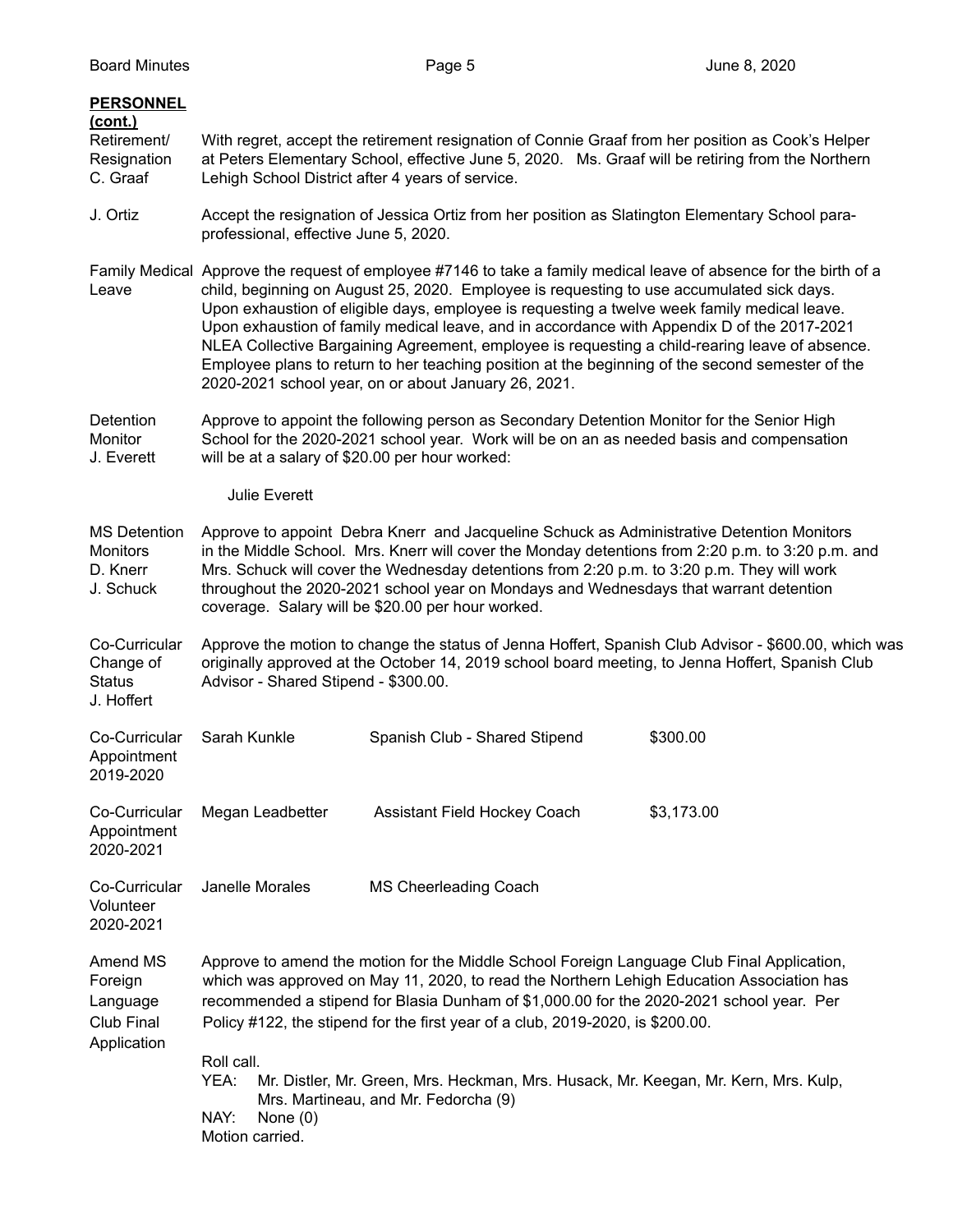**PERSONNEL (cont.)**

**Retirement/ Resignation C. Graaf**

With regret, accept the retirement resignation of Connie Graaf from her position as Cook's Helper at Peters Elementary School, effective June 5, 2020. Ms. Graaf will be retiring from the Northern Lehigh School District after 4 years of service.

**J. Ortiz**

Accept the resignation of Jessica Ortiz from her position as Slatington Elementary School para-professional, effective June 5, 2020.

**Family Medical Leave**

Approve the request of employee #7146 to take a family medical leave of absence for the birth of a child, beginning on August 25, 2020. Employee is requesting to use accumulated sick days. Upon exhaustion of eligible days, employee is requesting a twelve week family medical leave. Upon exhaustion of family medical leave, and in accordance with Appendix D of the 2017-2021 NLEA Collective Bargaining Agreement, employee is requesting a child-rearing leave of absence. Employee plans to return to her teaching position at the beginning of the second semester of the 2020-2021 school year, on or about January 26, 2021.

**Detention Monitor J. Everett**

Approve to appoint the following person as Secondary Detention Monitor for the Senior High School for the 2020-2021 school year. Work will be on an as needed basis and compensation will be at a salary of $20.00 per hour worked:

Julie Everett

**MS Detention Monitors D. Knerr J. Schuck**

Approve to appoint Debra Knerr and Jacqueline Schuck as Administrative Detention Monitors in the Middle School. Mrs. Knerr will cover the Monday detentions from 2:20 p.m. to 3:20 p.m. and Mrs. Schuck will cover the Wednesday detentions from 2:20 p.m. to 3:20 p.m. They will work throughout the 2020-2021 school year on Mondays and Wednesdays that warrant detention coverage. Salary will be $20.00 per hour worked.

**Co-Curricular Change of Status J. Hoffert**

Approve the motion to change the status of Jenna Hoffert, Spanish Club Advisor - $600.00, which was originally approved at the October 14, 2019 school board meeting, to Jenna Hoffert, Spanish Club Advisor - Shared Stipend - $300.00.

**Co-Curricular Appointment 2019-2020**

| | | |
|---|---|---|
| Sarah Kunkle | Spanish Club - Shared Stipend | $300.00 |

**Co-Curricular Appointment 2020-2021**

| | | |
|---|---|---|
| Megan Leadbetter | Assistant Field Hockey Coach | $3,173.00 |

**Co-Curricular Volunteer 2020-2021**

| | |
|---|---|
| Janelle Morales | MS Cheerleading Coach |

**Amend MS Foreign Language Club Final Application**

Approve to amend the motion for the Middle School Foreign Language Club Final Application, which was approved on May 11, 2020, to read the Northern Lehigh Education Association has recommended a stipend for Blasia Dunham of $1,000.00 for the 2020-2021 school year. Per Policy #122, the stipend for the first year of a club, 2019-2020, is $200.00.

Roll call.

YEA: Mr. Distler, Mr. Green, Mrs. Heckman, Mrs. Husack, Mr. Keegan, Mr. Kern, Mrs. Kulp, Mrs. Martineau, and Mr. Fedorcha (9)

NAY: None (0)

Motion carried.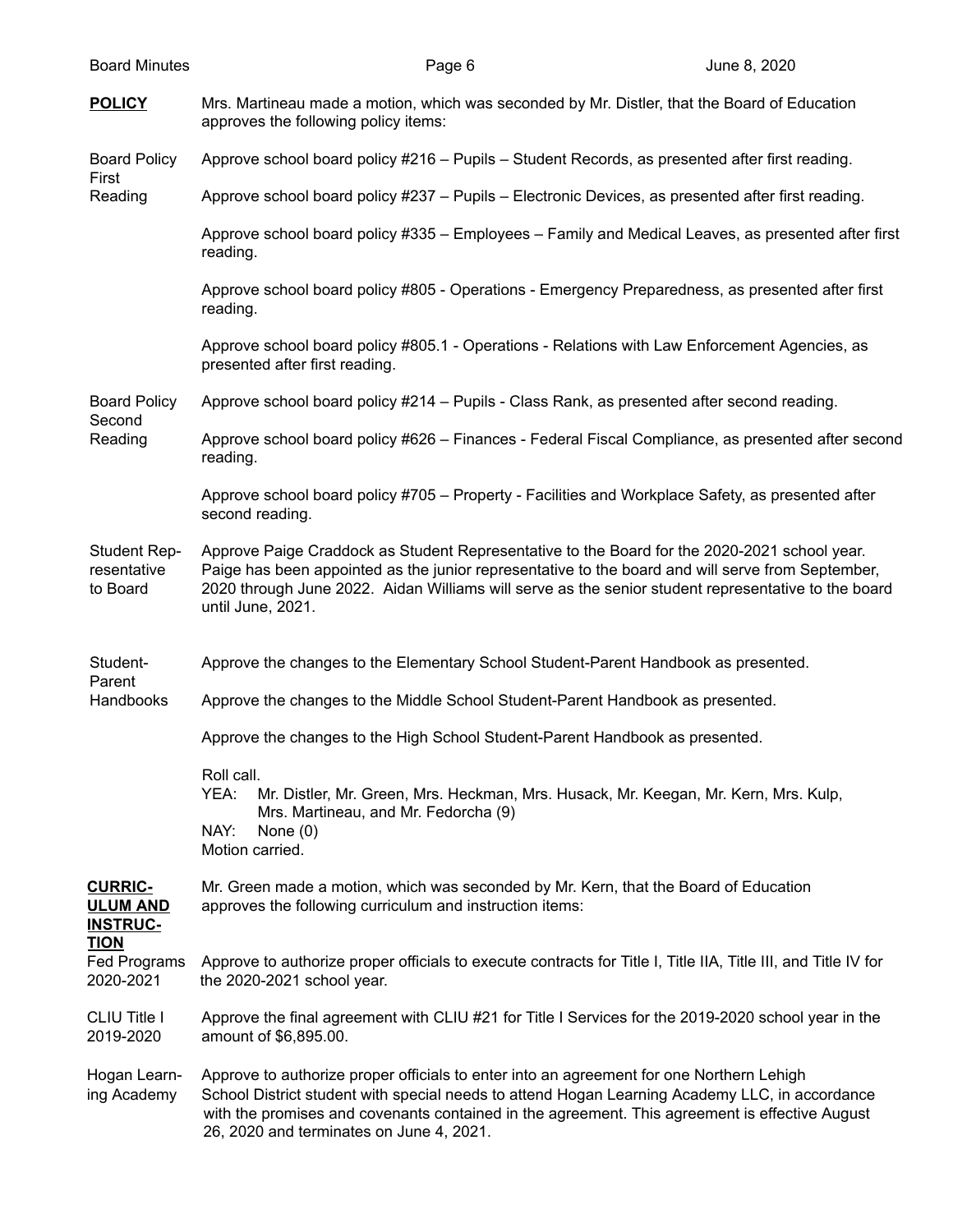**POLICY**

Mrs. Martineau made a motion, which was seconded by Mr. Distler, that the Board of Education approves the following policy items:

**Board Policy First Reading**

Approve school board policy #216 – Pupils – Student Records, as presented after first reading.

Approve school board policy #237 – Pupils – Electronic Devices, as presented after first reading.

Approve school board policy #335 – Employees – Family and Medical Leaves, as presented after first reading.

Approve school board policy #805 - Operations - Emergency Preparedness, as presented after first reading.

Approve school board policy #805.1 - Operations - Relations with Law Enforcement Agencies, as presented after first reading.

**Board Policy Second Reading**

Approve school board policy #214 – Pupils - Class Rank, as presented after second reading.

Approve school board policy #626 – Finances - Federal Fiscal Compliance, as presented after second reading.

Approve school board policy #705 – Property - Facilities and Workplace Safety, as presented after second reading.

**Student Representative to Board**

Approve Paige Craddock as Student Representative to the Board for the 2020-2021 school year. Paige has been appointed as the junior representative to the board and will serve from September, 2020 through June 2022. Aidan Williams will serve as the senior student representative to the board until June, 2021.

**Student-Parent Handbooks**

Approve the changes to the Elementary School Student-Parent Handbook as presented.

Approve the changes to the Middle School Student-Parent Handbook as presented.

Approve the changes to the High School Student-Parent Handbook as presented.

Roll call.
YEA: Mr. Distler, Mr. Green, Mrs. Heckman, Mrs. Husack, Mr. Keegan, Mr. Kern, Mrs. Kulp, Mrs. Martineau, and Mr. Fedorcha (9)
NAY: None (0)
Motion carried.

**CURRICULUM AND INSTRUCTION**

Mr. Green made a motion, which was seconded by Mr. Kern, that the Board of Education approves the following curriculum and instruction items:

**Fed Programs 2020-2021**

Approve to authorize proper officials to execute contracts for Title I, Title IIA, Title III, and Title IV for the 2020-2021 school year.

**CLIU Title I 2019-2020**

Approve the final agreement with CLIU #21 for Title I Services for the 2019-2020 school year in the amount of $6,895.00.

**Hogan Learning Academy**

Approve to authorize proper officials to enter into an agreement for one Northern Lehigh School District student with special needs to attend Hogan Learning Academy LLC, in accordance with the promises and covenants contained in the agreement. This agreement is effective August 26, 2020 and terminates on June 4, 2021.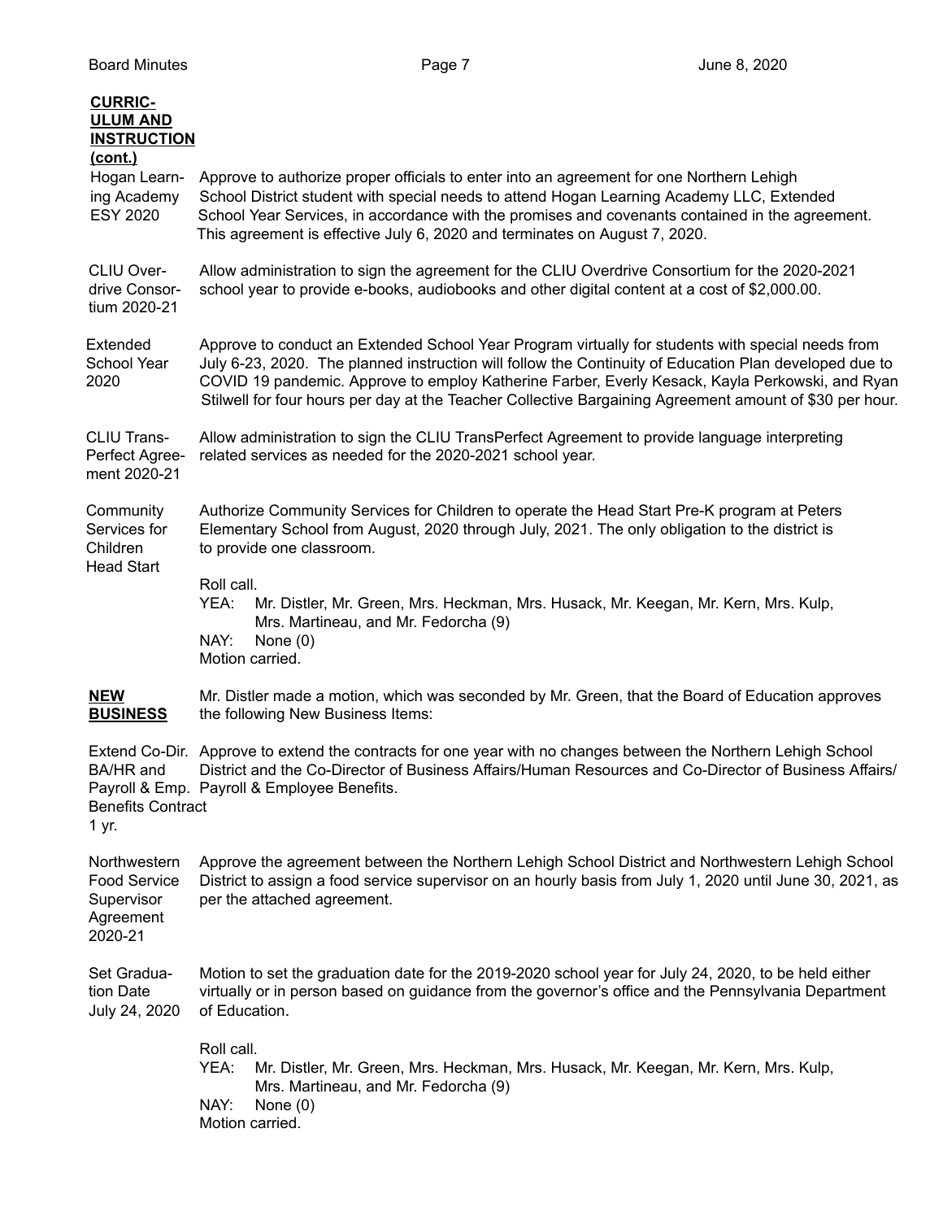**CURRICULUM AND INSTRUCTION (cont.)**

**Hogan Learning Academy ESY 2020**

Approve to authorize proper officials to enter into an agreement for one Northern Lehigh School District student with special needs to attend Hogan Learning Academy LLC, Extended School Year Services, in accordance with the promises and covenants contained in the agreement. This agreement is effective July 6, 2020 and terminates on August 7, 2020.

**CLIU Overdrive Consortium 2020-21**

Allow administration to sign the agreement for the CLIU Overdrive Consortium for the 2020-2021 school year to provide e-books, audiobooks and other digital content at a cost of $2,000.00.

**Extended School Year 2020**

Approve to conduct an Extended School Year Program virtually for students with special needs from July 6-23, 2020. The planned instruction will follow the Continuity of Education Plan developed due to COVID 19 pandemic. Approve to employ Katherine Farber, Everly Kesack, Kayla Perkowski, and Ryan Stilwell for four hours per day at the Teacher Collective Bargaining Agreement amount of $30 per hour.

**CLIU TransPerfect Agreement 2020-21**

Allow administration to sign the CLIU TransPerfect Agreement to provide language interpreting related services as needed for the 2020-2021 school year.

**Community Services for Children Head Start**

Authorize Community Services for Children to operate the Head Start Pre-K program at Peters Elementary School from August, 2020 through July, 2021. The only obligation to the district is to provide one classroom.

Roll call.
YEA: Mr. Distler, Mr. Green, Mrs. Heckman, Mrs. Husack, Mr. Keegan, Mr. Kern, Mrs. Kulp, Mrs. Martineau, and Mr. Fedorcha (9)
NAY: None (0)
Motion carried.

**NEW BUSINESS**

Mr. Distler made a motion, which was seconded by Mr. Green, that the Board of Education approves the following New Business Items:

**Extend Co-Dir. BA/HR and Payroll & Emp. Benefits Contract 1 yr.**

Approve to extend the contracts for one year with no changes between the Northern Lehigh School District and the Co-Director of Business Affairs/Human Resources and Co-Director of Business Affairs/ Payroll & Employee Benefits.

**Northwestern Food Service Supervisor Agreement 2020-21**

Approve the agreement between the Northern Lehigh School District and Northwestern Lehigh School District to assign a food service supervisor on an hourly basis from July 1, 2020 until June 30, 2021, as per the attached agreement.

**Set Graduation Date July 24, 2020**

Motion to set the graduation date for the 2019-2020 school year for July 24, 2020, to be held either virtually or in person based on guidance from the governor's office and the Pennsylvania Department of Education.

Roll call.
YEA: Mr. Distler, Mr. Green, Mrs. Heckman, Mrs. Husack, Mr. Keegan, Mr. Kern, Mrs. Kulp, Mrs. Martineau, and Mr. Fedorcha (9)
NAY: None (0)
Motion carried.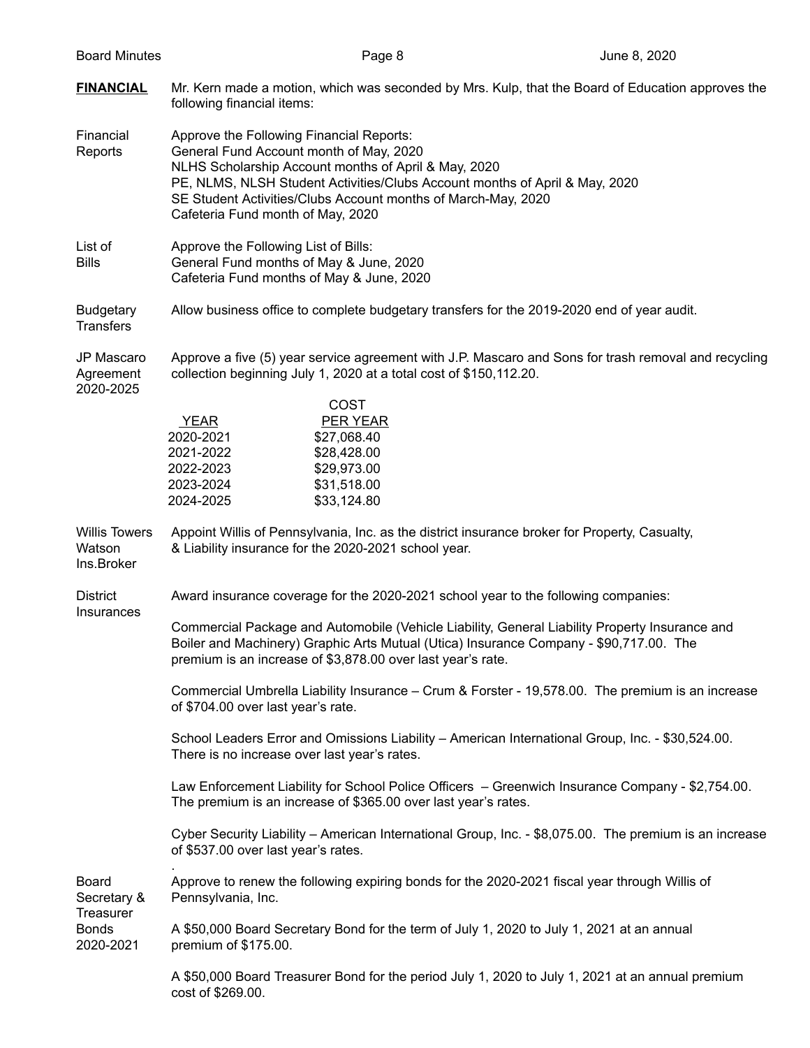**FINANCIAL** Mr. Kern made a motion, which was seconded by Mrs. Kulp, that the Board of Education approves the following financial items:

Financial Reports

Approve the Following Financial Reports:
General Fund Account month of May, 2020
NLHS Scholarship Account months of April & May, 2020
PE, NLMS, NLSH Student Activities/Clubs Account months of April & May, 2020
SE Student Activities/Clubs Account months of March-May, 2020
Cafeteria Fund month of May, 2020

List of Bills

Approve the Following List of Bills:
General Fund months of May & June, 2020
Cafeteria Fund months of May & June, 2020

Budgetary Transfers

Allow business office to complete budgetary transfers for the 2019-2020 end of year audit.

JP Mascaro Agreement 2020-2025

Approve a five (5) year service agreement with J.P. Mascaro and Sons for trash removal and recycling collection beginning July 1, 2020 at a total cost of $150,112.20.

| YEAR | COST PER YEAR |
|---|---|
| 2020-2021 | $27,068.40 |
| 2021-2022 | $28,428.00 |
| 2022-2023 | $29,973.00 |
| 2023-2024 | $31,518.00 |
| 2024-2025 | $33,124.80 |

Willis Towers Watson Ins.Broker

Appoint Willis of Pennsylvania, Inc. as the district insurance broker for Property, Casualty, & Liability insurance for the 2020-2021 school year.

District Insurances

Award insurance coverage for the 2020-2021 school year to the following companies:

Commercial Package and Automobile (Vehicle Liability, General Liability Property Insurance and Boiler and Machinery) Graphic Arts Mutual (Utica) Insurance Company - $90,717.00. The premium is an increase of $3,878.00 over last year's rate.

Commercial Umbrella Liability Insurance – Crum & Forster - 19,578.00. The premium is an increase of $704.00 over last year's rate.

School Leaders Error and Omissions Liability – American International Group, Inc. - $30,524.00. There is no increase over last year's rates.

Law Enforcement Liability for School Police Officers – Greenwich Insurance Company - $2,754.00. The premium is an increase of $365.00 over last year's rates.

Cyber Security Liability – American International Group, Inc. - $8,075.00. The premium is an increase of $537.00 over last year's rates.

Board Secretary & Treasurer Bonds 2020-2021

Approve to renew the following expiring bonds for the 2020-2021 fiscal year through Willis of Pennsylvania, Inc.

A $50,000 Board Secretary Bond for the term of July 1, 2020 to July 1, 2021 at an annual premium of $175.00.

A $50,000 Board Treasurer Bond for the period July 1, 2020 to July 1, 2021 at an annual premium cost of $269.00.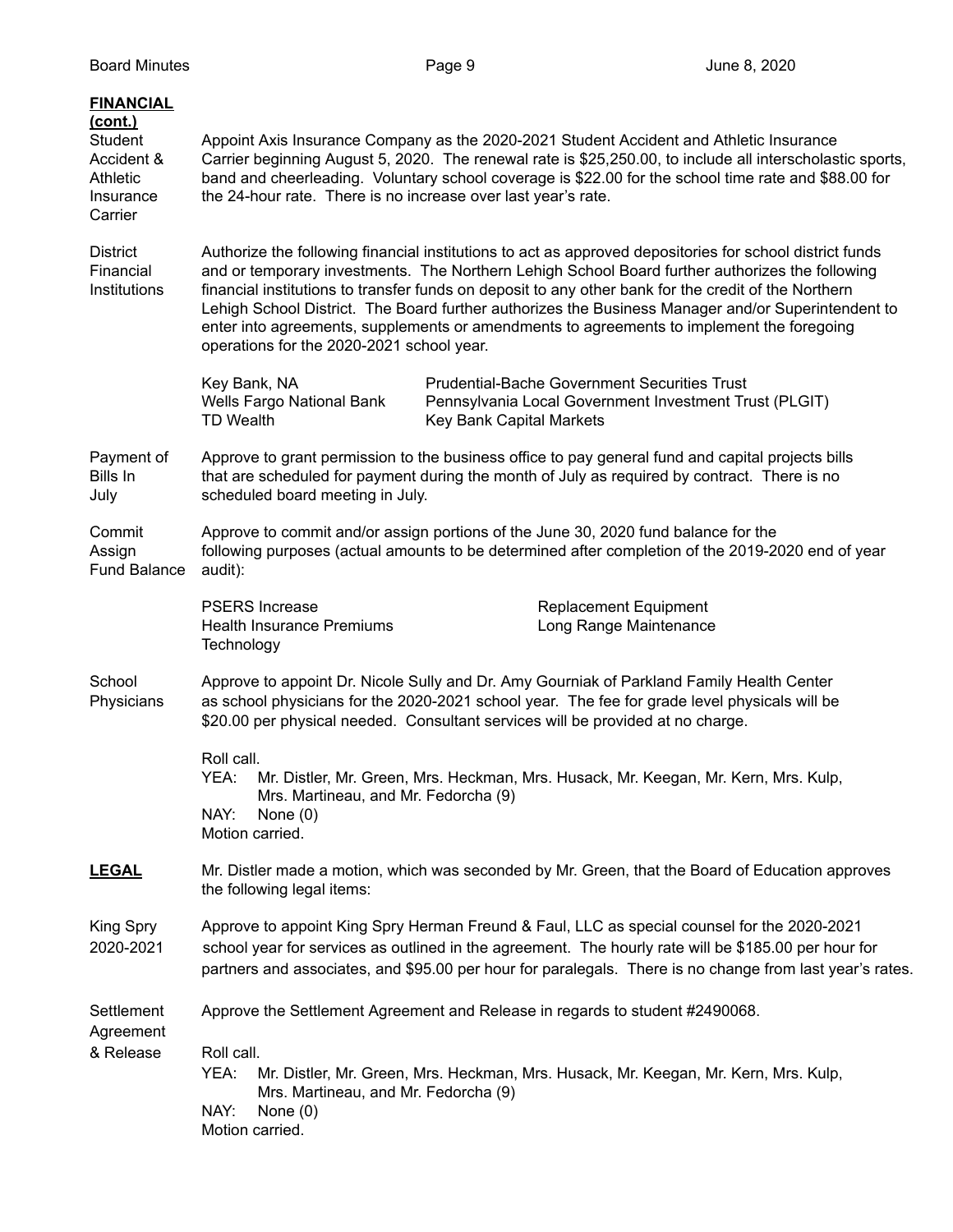**FINANCIAL (cont.)**

Student Accident & Athletic Insurance Carrier

Appoint Axis Insurance Company as the 2020-2021 Student Accident and Athletic Insurance Carrier beginning August 5, 2020. The renewal rate is $25,250.00, to include all interscholastic sports, band and cheerleading. Voluntary school coverage is $22.00 for the school time rate and $88.00 for the 24-hour rate. There is no increase over last year's rate.

District Financial Institutions

Authorize the following financial institutions to act as approved depositories for school district funds and or temporary investments. The Northern Lehigh School Board further authorizes the following financial institutions to transfer funds on deposit to any other bank for the credit of the Northern Lehigh School District. The Board further authorizes the Business Manager and/or Superintendent to enter into agreements, supplements or amendments to agreements to implement the foregoing operations for the 2020-2021 school year.

| | |
|---|---|
| Key Bank, NA | Prudential-Bache Government Securities Trust |
| Wells Fargo National Bank | Pennsylvania Local Government Investment Trust (PLGIT) |
| TD Wealth | Key Bank Capital Markets |

Payment of Bills In July

Approve to grant permission to the business office to pay general fund and capital projects bills that are scheduled for payment during the month of July as required by contract. There is no scheduled board meeting in July.

Commit Assign Fund Balance

Approve to commit and/or assign portions of the June 30, 2020 fund balance for the following purposes (actual amounts to be determined after completion of the 2019-2020 end of year audit):

| | |
|---|---|
| PSERS Increase | Replacement Equipment |
| Health Insurance Premiums | Long Range Maintenance |
| Technology | |

School Physicians

Approve to appoint Dr. Nicole Sully and Dr. Amy Gourniak of Parkland Family Health Center as school physicians for the 2020-2021 school year. The fee for grade level physicals will be $20.00 per physical needed. Consultant services will be provided at no charge.

Roll call.
YEA: Mr. Distler, Mr. Green, Mrs. Heckman, Mrs. Husack, Mr. Keegan, Mr. Kern, Mrs. Kulp, Mrs. Martineau, and Mr. Fedorcha (9)
NAY: None (0)
Motion carried.

**LEGAL**

Mr. Distler made a motion, which was seconded by Mr. Green, that the Board of Education approves the following legal items:

King Spry 2020-2021

Approve to appoint King Spry Herman Freund & Faul, LLC as special counsel for the 2020-2021 school year for services as outlined in the agreement. The hourly rate will be $185.00 per hour for partners and associates, and $95.00 per hour for paralegals. There is no change from last year's rates.

Settlement Agreement & Release

Approve the Settlement Agreement and Release in regards to student #2490068.

Roll call.
YEA: Mr. Distler, Mr. Green, Mrs. Heckman, Mrs. Husack, Mr. Keegan, Mr. Kern, Mrs. Kulp, Mrs. Martineau, and Mr. Fedorcha (9)
NAY: None (0)
Motion carried.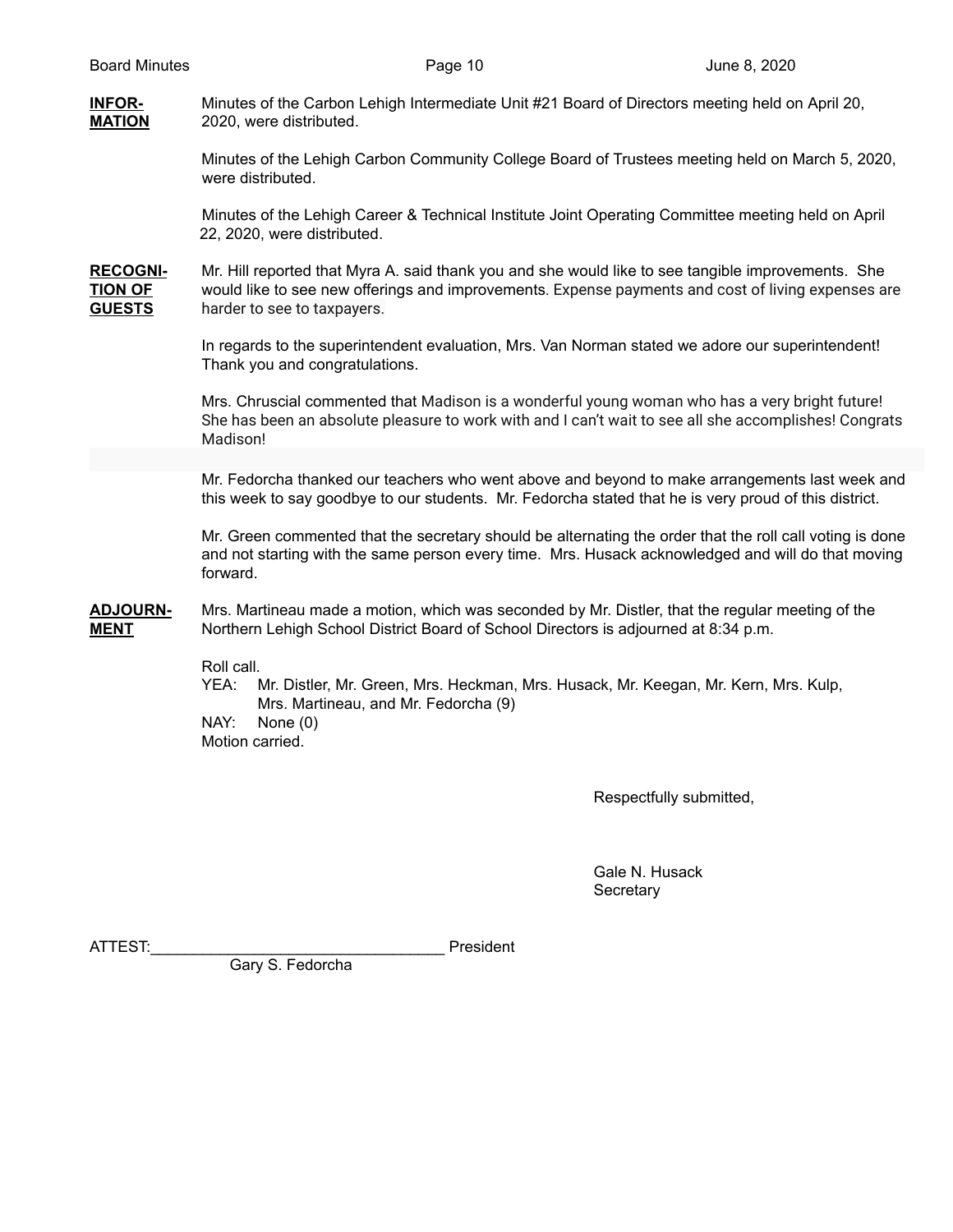**INFORMATION**

Minutes of the Carbon Lehigh Intermediate Unit #21 Board of Directors meeting held on April 20, 2020, were distributed.

Minutes of the Lehigh Carbon Community College Board of Trustees meeting held on March 5, 2020, were distributed.

Minutes of the Lehigh Career & Technical Institute Joint Operating Committee meeting held on April 22, 2020, were distributed.

**RECOGNITION OF GUESTS**

Mr. Hill reported that Myra A. said thank you and she would like to see tangible improvements. She would like to see new offerings and improvements. Expense payments and cost of living expenses are harder to see to taxpayers.

In regards to the superintendent evaluation, Mrs. Van Norman stated we adore our superintendent! Thank you and congratulations.

Mrs. Chruscial commented that Madison is a wonderful young woman who has a very bright future! She has been an absolute pleasure to work with and I can't wait to see all she accomplishes! Congrats Madison!

Mr. Fedorcha thanked our teachers who went above and beyond to make arrangements last week and this week to say goodbye to our students. Mr. Fedorcha stated that he is very proud of this district.

Mr. Green commented that the secretary should be alternating the order that the roll call voting is done and not starting with the same person every time. Mrs. Husack acknowledged and will do that moving forward.

**ADJOURNMENT**

Mrs. Martineau made a motion, which was seconded by Mr. Distler, that the regular meeting of the Northern Lehigh School District Board of School Directors is adjourned at 8:34 p.m.

Roll call.
YEA: Mr. Distler, Mr. Green, Mrs. Heckman, Mrs. Husack, Mr. Keegan, Mr. Kern, Mrs. Kulp, Mrs. Martineau, and Mr. Fedorcha (9)
NAY: None (0)
Motion carried.

Respectfully submitted,

Gale N. Husack
Secretary

ATTEST:__________________________________ President
Gary S. Fedorcha